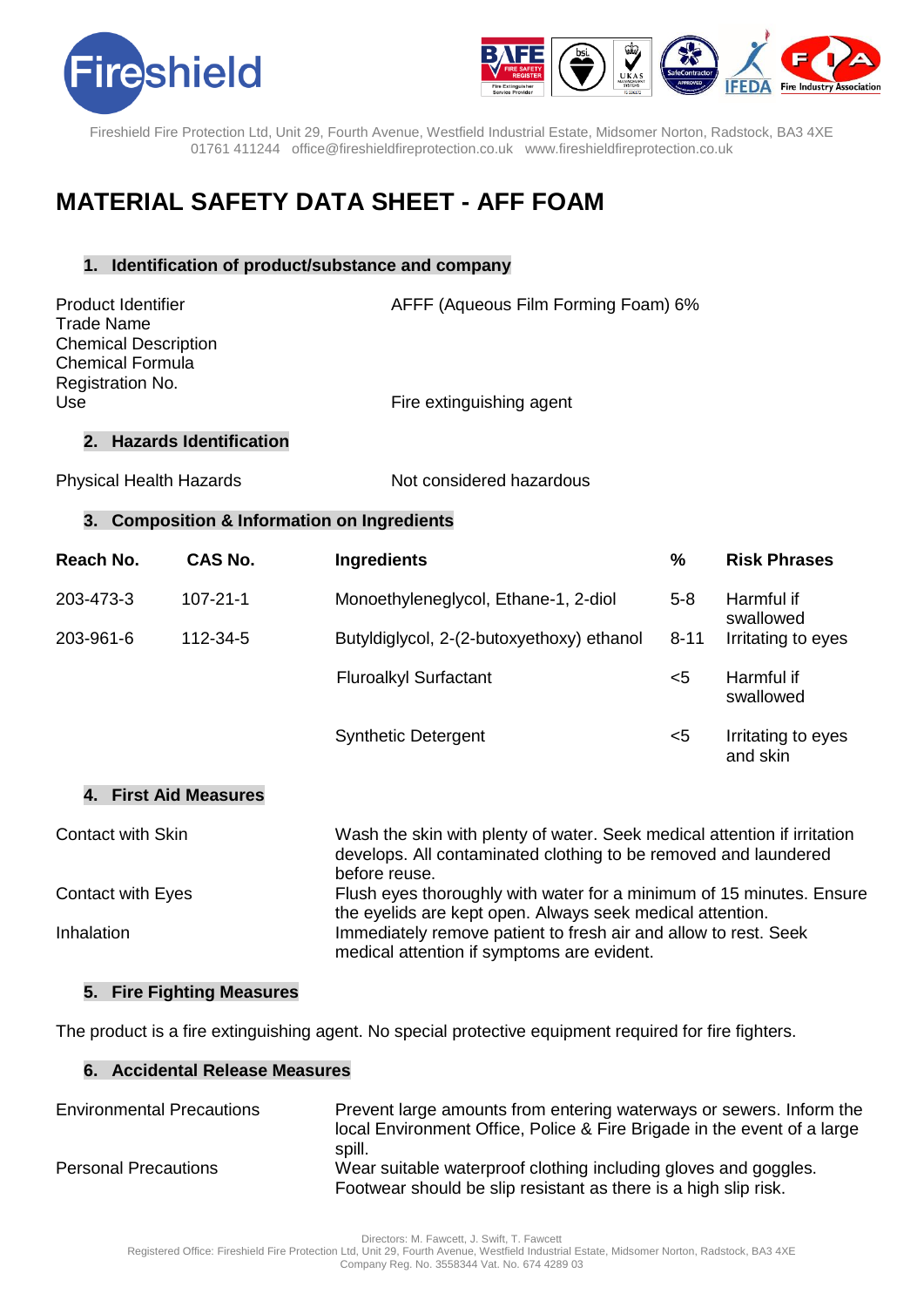Fireshield

Fireshield Fire Protection Ltd, Unit 29, Fourth Avenue, Westfield Industrial Estate, Midsomer Norton, Radstock, BA3 4XE
01761 411244 office@fireshieldfireprotection.co.uk www.fireshieldfireprotection.co.uk

# MATERIAL SAFETY DATA SHEET - AFF FOAM

## 1. Identification of product/substance and company

| | |
|---|---|
| Product Identifier | AFFF (Aqueous Film Forming Foam) 6% |
| Trade Name | |
| Chemical Description | |
| Chemical Formula | |
| Registration No. | |
| Use | Fire extinguishing agent |

## 2. Hazards Identification

| | |
|---|---|
| Physical Health Hazards | Not considered hazardous |

## 3. Composition & Information on Ingredients

| Reach No. | CAS No. | Ingredients | % | Risk Phrases |
|---|---|---|---|---|
| 203-473-3 | 107-21-1 | Monoethyleneglycol, Ethane-1, 2-diol | 5-8 | Harmful if swallowed |
| 203-961-6 | 112-34-5 | Butyldiglycol, 2-(2-butoxyethoxy) ethanol | 8-11 | Irritating to eyes |
| | | Fluroalkyl Surfactant | <5 | Harmful if swallowed |
| | | Synthetic Detergent | <5 | Irritating to eyes and skin |

## 4. First Aid Measures

| | |
|---|---|
| Contact with Skin | Wash the skin with plenty of water. Seek medical attention if irritation develops. All contaminated clothing to be removed and laundered before reuse. |
| Contact with Eyes | Flush eyes thoroughly with water for a minimum of 15 minutes. Ensure the eyelids are kept open. Always seek medical attention. |
| Inhalation | Immediately remove patient to fresh air and allow to rest. Seek medical attention if symptoms are evident. |

## 5. Fire Fighting Measures

The product is a fire extinguishing agent. No special protective equipment required for fire fighters.

## 6. Accidental Release Measures

| | |
|---|---|
| Environmental Precautions | Prevent large amounts from entering waterways or sewers. Inform the local Environment Office, Police & Fire Brigade in the event of a large spill. |
| Personal Precautions | Wear suitable waterproof clothing including gloves and goggles. Footwear should be slip resistant as there is a high slip risk. |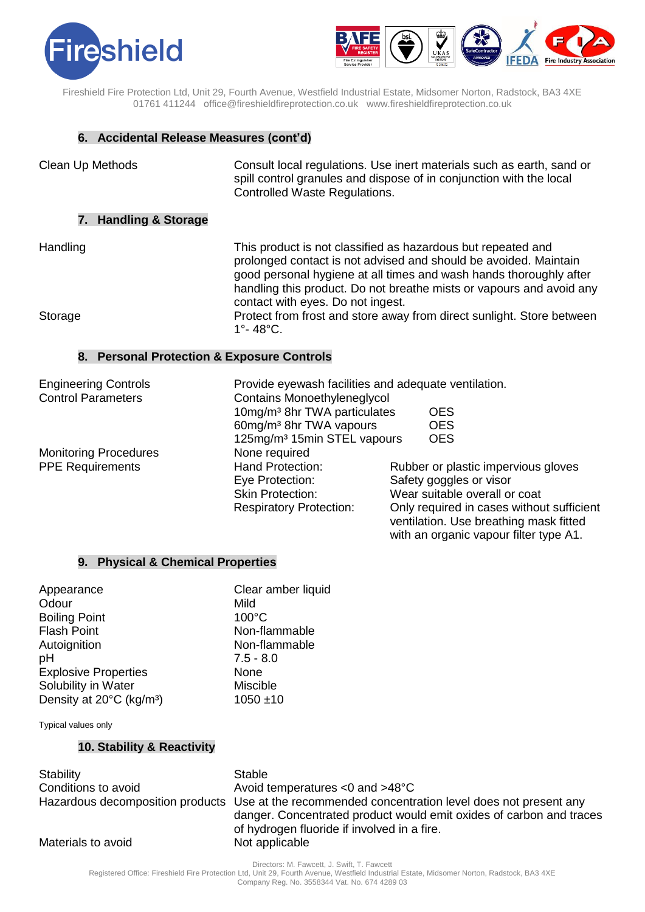## 6. Accidental Release Measures (cont'd)

| | |
|---|---|
| Clean Up Methods | Consult local regulations. Use inert materials such as earth, sand or spill control granules and dispose of in conjunction with the local Controlled Waste Regulations. |

## 7. Handling & Storage

| | |
|---|---|
| Handling | This product is not classified as hazardous but repeated and prolonged contact is not advised and should be avoided. Maintain good personal hygiene at all times and wash hands thoroughly after handling this product. Do not breathe mists or vapours and avoid any contact with eyes. Do not ingest. |
| Storage | Protect from frost and store away from direct sunlight. Store between 1°- 48°C. |

## 8. Personal Protection & Exposure Controls

| | | |
|---|---|---|
| Engineering Controls | Provide eyewash facilities and adequate ventilation. | |
| Control Parameters | Contains Monoethyleneglycol | |
| | 10mg/m³ 8hr TWA particulates | OES |
| | 60mg/m³ 8hr TWA vapours | OES |
| | 125mg/m³ 15min STEL vapours | OES |
| Monitoring Procedures | None required | |
| PPE Requirements | Hand Protection: | Rubber or plastic impervious gloves |
| | Eye Protection: | Safety goggles or visor |
| | Skin Protection: | Wear suitable overall or coat |
| | Respiratory Protection: | Only required in cases without sufficient ventilation. Use breathing mask fitted with an organic vapour filter type A1. |

## 9. Physical & Chemical Properties

| | |
|---|---|
| Appearance | Clear amber liquid |
| Odour | Mild |
| Boiling Point | 100°C |
| Flash Point | Non-flammable |
| Autoignition | Non-flammable |
| pH | 7.5 - 8.0 |
| Explosive Properties | None |
| Solubility in Water | Miscible |
| Density at 20°C (kg/m³) | 1050 ±10 |

Typical values only

## 10. Stability & Reactivity

| | |
|---|---|
| Stability | Stable |
| Conditions to avoid | Avoid temperatures <0 and >48°C |
| Hazardous decomposition products | Use at the recommended concentration level does not present any danger. Concentrated product would emit oxides of carbon and traces of hydrogen fluoride if involved in a fire. |
| Materials to avoid | Not applicable |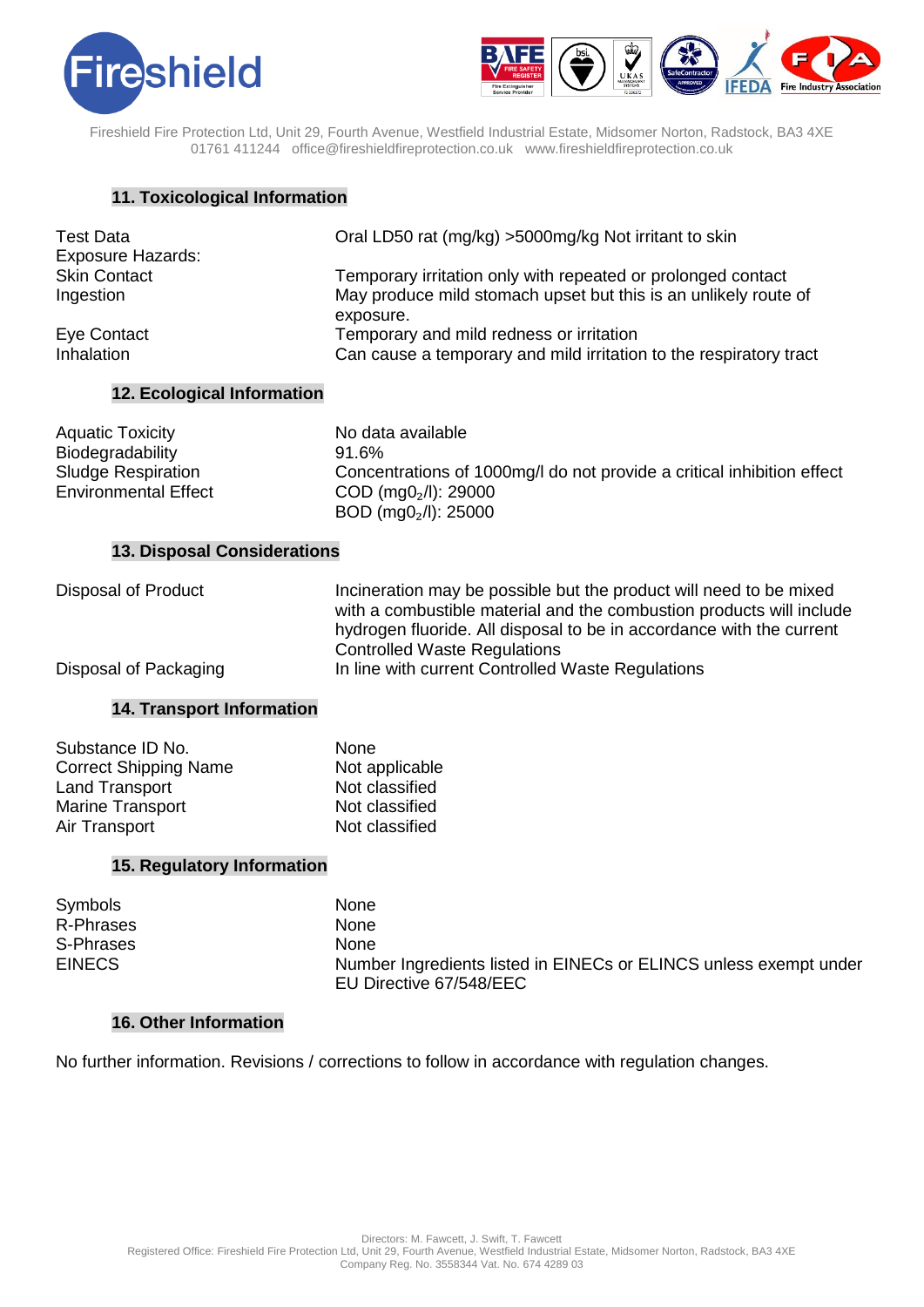## 11. Toxicological Information

| | |
|---|---|
| Test Data | Oral LD50 rat (mg/kg) >5000mg/kg Not irritant to skin |
| Exposure Hazards: | |
| Skin Contact | Temporary irritation only with repeated or prolonged contact |
| Ingestion | May produce mild stomach upset but this is an unlikely route of exposure. |
| Eye Contact | Temporary and mild redness or irritation |
| Inhalation | Can cause a temporary and mild irritation to the respiratory tract |

## 12. Ecological Information

| | |
|---|---|
| Aquatic Toxicity | No data available |
| Biodegradability | 91.6% |
| Sludge Respiration | Concentrations of 1000mg/l do not provide a critical inhibition effect |
| Environmental Effect | COD ($mg0_2$/l): 29000<br>BOD ($mg0_2$/l): 25000 |

## 13. Disposal Considerations

| | |
|---|---|
| Disposal of Product | Incineration may be possible but the product will need to be mixed with a combustible material and the combustion products will include hydrogen fluoride. All disposal to be in accordance with the current Controlled Waste Regulations |
| Disposal of Packaging | In line with current Controlled Waste Regulations |

## 14. Transport Information

| | |
|---|---|
| Substance ID No. | None |
| Correct Shipping Name | Not applicable |
| Land Transport | Not classified |
| Marine Transport | Not classified |
| Air Transport | Not classified |

## 15. Regulatory Information

| | |
|---|---|
| Symbols | None |
| R-Phrases | None |
| S-Phrases | None |
| EINECS | Number Ingredients listed in EINECs or ELINCS unless exempt under EU Directive 67/548/EEC |

## 16. Other Information

No further information. Revisions / corrections to follow in accordance with regulation changes.